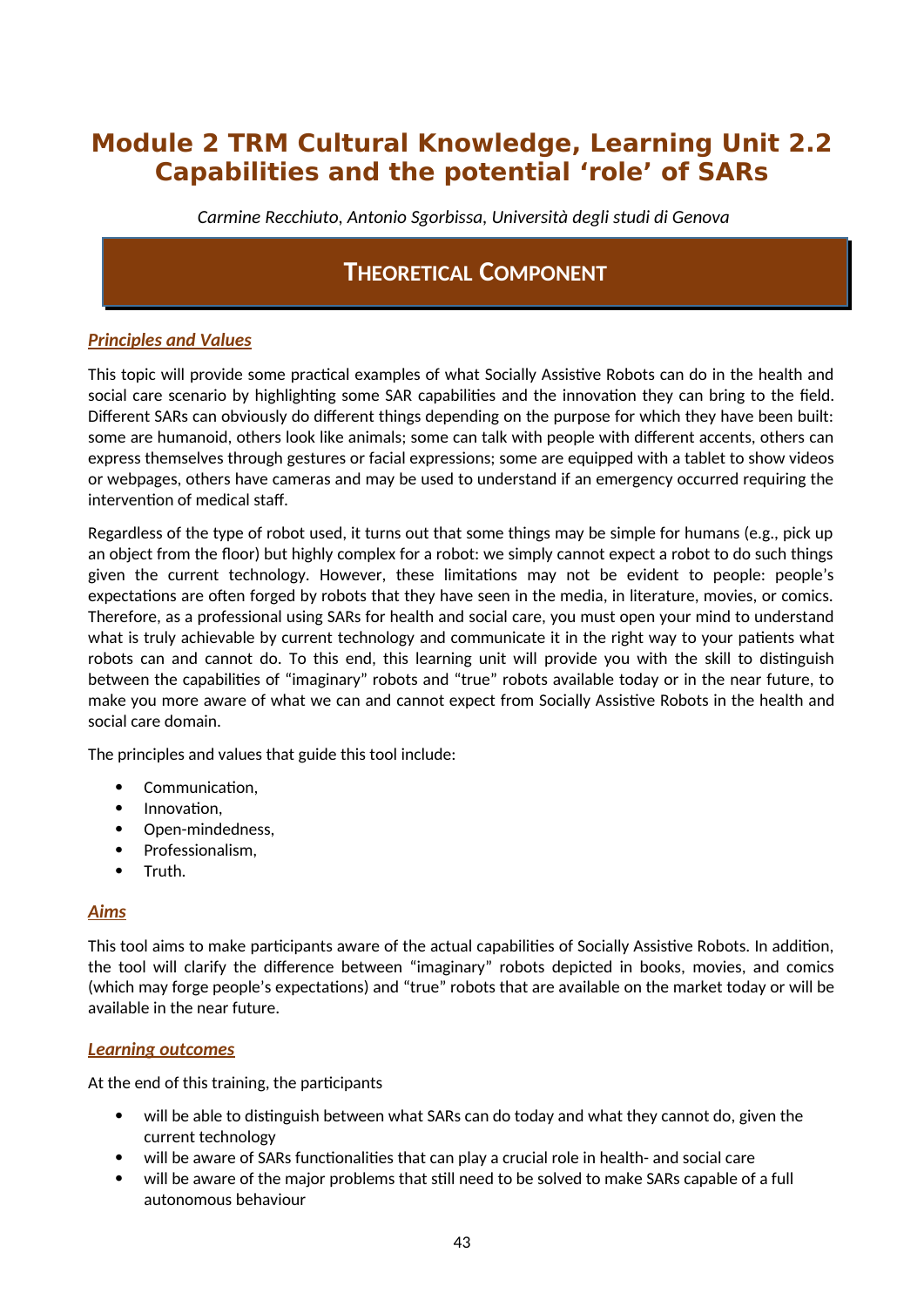# Module 2 TRM Cultural Knowledge, Learning Unit 2.2 Capabilities and the potential 'role' of SARs

*Carmine Recchiuto, Antonio Sgorbissa, Università degli studi di Genova*

## Theoretical Component

### *Principles and Values*

This topic will provide some practical examples of what Socially Assistive Robots can do in the health and social care scenario by highlighting some SAR capabilities and the innovation they can bring to the field. Different SARs can obviously do different things depending on the purpose for which they have been built: some are humanoid, others look like animals; some can talk with people with different accents, others can express themselves through gestures or facial expressions; some are equipped with a tablet to show videos or webpages, others have cameras and may be used to understand if an emergency occurred requiring the intervention of medical staff.

Regardless of the type of robot used, it turns out that some things may be simple for humans (e.g., pick up an object from the floor) but highly complex for a robot: we simply cannot expect a robot to do such things given the current technology. However, these limitations may not be evident to people: people's expectations are often forged by robots that they have seen in the media, in literature, movies, or comics. Therefore, as a professional using SARs for health and social care, you must open your mind to understand what is truly achievable by current technology and communicate it in the right way to your patients what robots can and cannot do. To this end, this learning unit will provide you with the skill to distinguish between the capabilities of "imaginary" robots and "true" robots available today or in the near future, to make you more aware of what we can and cannot expect from Socially Assistive Robots in the health and social care domain.

The principles and values that guide this tool include:

- Communication,
- Innovation,
- Open-mindedness,
- Professionalism,
- Truth.

### *Aims*

This tool aims to make participants aware of the actual capabilities of Socially Assistive Robots. In addition, the tool will clarify the difference between "imaginary" robots depicted in books, movies, and comics (which may forge people's expectations) and "true" robots that are available on the market today or will be available in the near future.

### *Learning outcomes*

At the end of this training, the participants

- will be able to distinguish between what SARs can do today and what they cannot do, given the current technology
- will be aware of SARs functionalities that can play a crucial role in health- and social care
- will be aware of the major problems that still need to be solved to make SARs capable of a full autonomous behaviour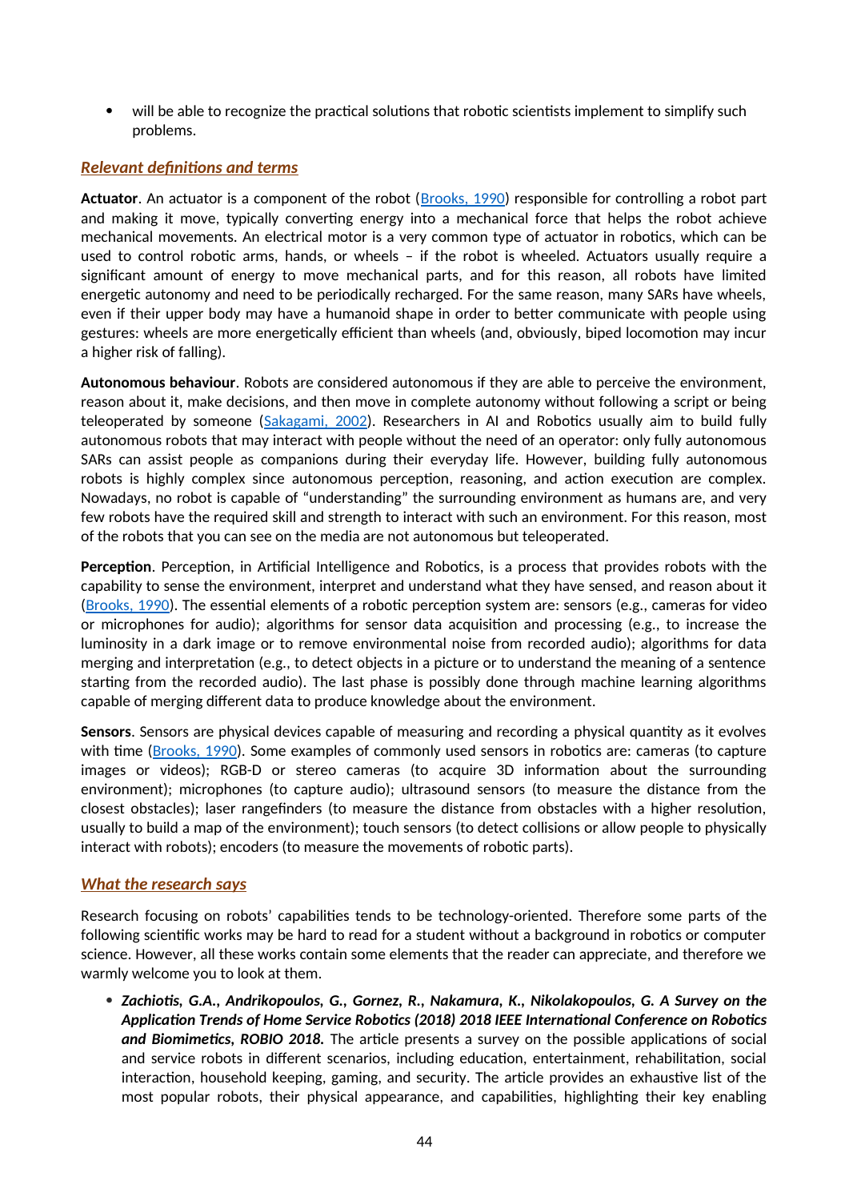- will be able to recognize the practical solutions that robotic scientists implement to simplify such problems.

## *Relevant definitions and terms*

**Actuator**. An actuator is a component of the robot (Brooks, 1990) responsible for controlling a robot part and making it move, typically converting energy into a mechanical force that helps the robot achieve mechanical movements. An electrical motor is a very common type of actuator in robotics, which can be used to control robotic arms, hands, or wheels – if the robot is wheeled. Actuators usually require a significant amount of energy to move mechanical parts, and for this reason, all robots have limited energetic autonomy and need to be periodically recharged. For the same reason, many SARs have wheels, even if their upper body may have a humanoid shape in order to better communicate with people using gestures: wheels are more energetically efficient than wheels (and, obviously, biped locomotion may incur a higher risk of falling).

**Autonomous behaviour**. Robots are considered autonomous if they are able to perceive the environment, reason about it, make decisions, and then move in complete autonomy without following a script or being teleoperated by someone (Sakagami, 2002). Researchers in AI and Robotics usually aim to build fully autonomous robots that may interact with people without the need of an operator: only fully autonomous SARs can assist people as companions during their everyday life. However, building fully autonomous robots is highly complex since autonomous perception, reasoning, and action execution are complex. Nowadays, no robot is capable of "understanding" the surrounding environment as humans are, and very few robots have the required skill and strength to interact with such an environment. For this reason, most of the robots that you can see on the media are not autonomous but teleoperated.

**Perception**. Perception, in Artificial Intelligence and Robotics, is a process that provides robots with the capability to sense the environment, interpret and understand what they have sensed, and reason about it (Brooks, 1990). The essential elements of a robotic perception system are: sensors (e.g., cameras for video or microphones for audio); algorithms for sensor data acquisition and processing (e.g., to increase the luminosity in a dark image or to remove environmental noise from recorded audio); algorithms for data merging and interpretation (e.g., to detect objects in a picture or to understand the meaning of a sentence starting from the recorded audio). The last phase is possibly done through machine learning algorithms capable of merging different data to produce knowledge about the environment.

**Sensors**. Sensors are physical devices capable of measuring and recording a physical quantity as it evolves with time (Brooks, 1990). Some examples of commonly used sensors in robotics are: cameras (to capture images or videos); RGB-D or stereo cameras (to acquire 3D information about the surrounding environment); microphones (to capture audio); ultrasound sensors (to measure the distance from the closest obstacles); laser rangefinders (to measure the distance from obstacles with a higher resolution, usually to build a map of the environment); touch sensors (to detect collisions or allow people to physically interact with robots); encoders (to measure the movements of robotic parts).

## *What the research says*

Research focusing on robots' capabilities tends to be technology-oriented. Therefore some parts of the following scientific works may be hard to read for a student without a background in robotics or computer science. However, all these works contain some elements that the reader can appreciate, and therefore we warmly welcome you to look at them.

- ***Zachiotis, G.A., Andrikopoulos, G., Gornez, R., Nakamura, K., Nikolakopoulos, G. A Survey on the Application Trends of Home Service Robotics (2018) 2018 IEEE International Conference on Robotics and Biomimetics, ROBIO 2018.*** The article presents a survey on the possible applications of social and service robots in different scenarios, including education, entertainment, rehabilitation, social interaction, household keeping, gaming, and security. The article provides an exhaustive list of the most popular robots, their physical appearance, and capabilities, highlighting their key enabling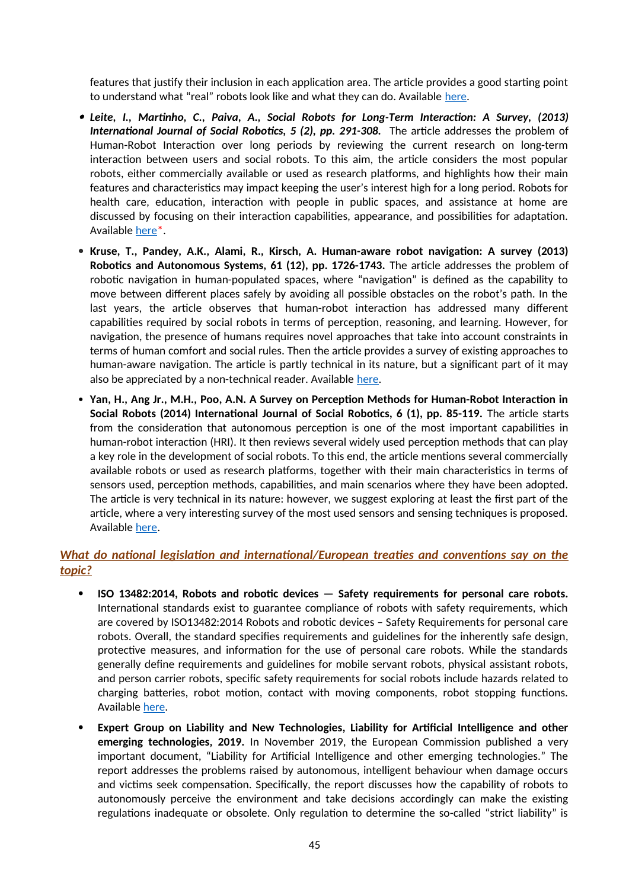features that justify their inclusion in each application area. The article provides a good starting point to understand what "real" robots look like and what they can do. Available here.

- ***Leite, I., Martinho, C., Paiva, A., Social Robots for Long-Term Interaction: A Survey, (2013) International Journal of Social Robotics, 5 (2), pp. 291-308.*** The article addresses the problem of Human-Robot Interaction over long periods by reviewing the current research on long-term interaction between users and social robots. To this aim, the article considers the most popular robots, either commercially available or used as research platforms, and highlights how their main features and characteristics may impact keeping the user's interest high for a long period. Robots for health care, education, interaction with people in public spaces, and assistance at home are discussed by focusing on their interaction capabilities, appearance, and possibilities for adaptation. Available here*.
- **Kruse, T., Pandey, A.K., Alami, R., Kirsch, A. Human-aware robot navigation: A survey (2013) Robotics and Autonomous Systems, 61 (12), pp. 1726-1743.** The article addresses the problem of robotic navigation in human-populated spaces, where "navigation" is defined as the capability to move between different places safely by avoiding all possible obstacles on the robot's path. In the last years, the article observes that human-robot interaction has addressed many different capabilities required by social robots in terms of perception, reasoning, and learning. However, for navigation, the presence of humans requires novel approaches that take into account constraints in terms of human comfort and social rules. Then the article provides a survey of existing approaches to human-aware navigation. The article is partly technical in its nature, but a significant part of it may also be appreciated by a non-technical reader. Available here.
- **Yan, H., Ang Jr., M.H., Poo, A.N. A Survey on Perception Methods for Human-Robot Interaction in Social Robots (2014) International Journal of Social Robotics, 6 (1), pp. 85-119.** The article starts from the consideration that autonomous perception is one of the most important capabilities in human-robot interaction (HRI). It then reviews several widely used perception methods that can play a key role in the development of social robots. To this end, the article mentions several commercially available robots or used as research platforms, together with their main characteristics in terms of sensors used, perception methods, capabilities, and main scenarios where they have been adopted. The article is very technical in its nature: however, we suggest exploring at least the first part of the article, where a very interesting survey of the most used sensors and sensing techniques is proposed. Available here.

## ***What do national legislation and international/European treaties and conventions say on the topic?***

- **ISO 13482:2014, Robots and robotic devices — Safety requirements for personal care robots.** International standards exist to guarantee compliance of robots with safety requirements, which are covered by ISO13482:2014 Robots and robotic devices – Safety Requirements for personal care robots. Overall, the standard specifies requirements and guidelines for the inherently safe design, protective measures, and information for the use of personal care robots. While the standards generally define requirements and guidelines for mobile servant robots, physical assistant robots, and person carrier robots, specific safety requirements for social robots include hazards related to charging batteries, robot motion, contact with moving components, robot stopping functions. Available here.
- **Expert Group on Liability and New Technologies, Liability for Artificial Intelligence and other emerging technologies, 2019.** In November 2019, the European Commission published a very important document, "Liability for Artificial Intelligence and other emerging technologies." The report addresses the problems raised by autonomous, intelligent behaviour when damage occurs and victims seek compensation. Specifically, the report discusses how the capability of robots to autonomously perceive the environment and take decisions accordingly can make the existing regulations inadequate or obsolete. Only regulation to determine the so-called "strict liability" is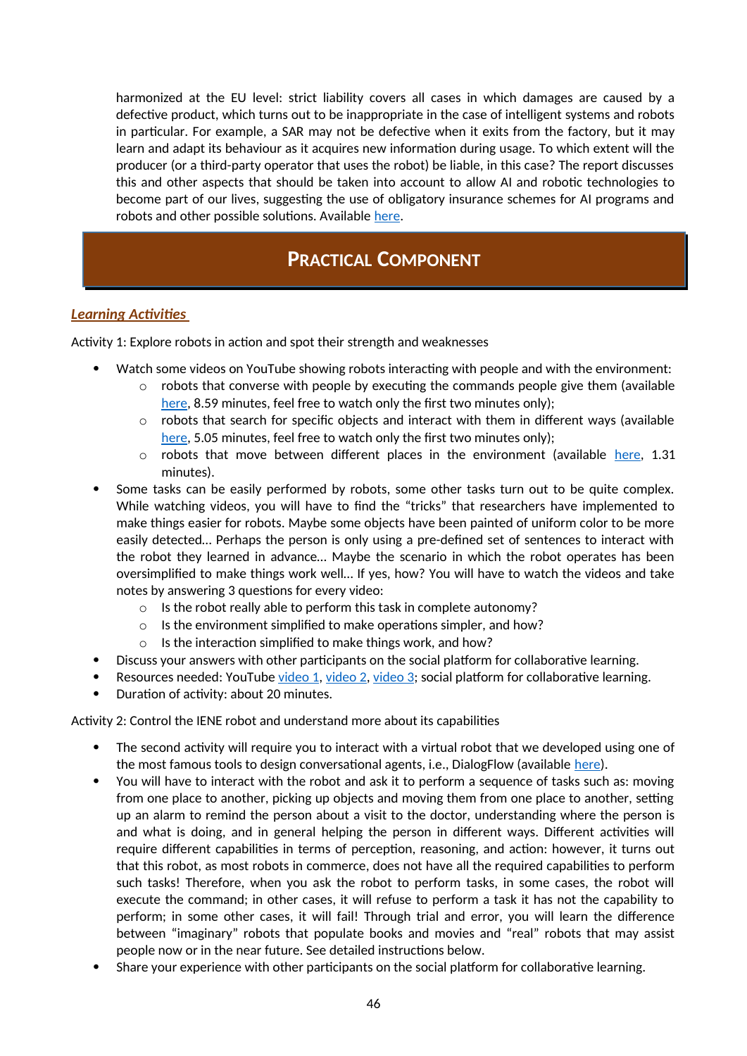harmonized at the EU level: strict liability covers all cases in which damages are caused by a defective product, which turns out to be inappropriate in the case of intelligent systems and robots in particular. For example, a SAR may not be defective when it exits from the factory, but it may learn and adapt its behaviour as it acquires new information during usage. To which extent will the producer (or a third-party operator that uses the robot) be liable, in this case? The report discusses this and other aspects that should be taken into account to allow AI and robotic technologies to become part of our lives, suggesting the use of obligatory insurance schemes for AI programs and robots and other possible solutions. Available here.

## PRACTICAL COMPONENT

### ***Learning Activities***

Activity 1: Explore robots in action and spot their strength and weaknesses

- Watch some videos on YouTube showing robots interacting with people and with the environment:
  - robots that converse with people by executing the commands people give them (available here, 8.59 minutes, feel free to watch only the first two minutes only);
  - robots that search for specific objects and interact with them in different ways (available here, 5.05 minutes, feel free to watch only the first two minutes only);
  - robots that move between different places in the environment (available here, 1.31 minutes).
- Some tasks can be easily performed by robots, some other tasks turn out to be quite complex. While watching videos, you will have to find the "tricks" that researchers have implemented to make things easier for robots. Maybe some objects have been painted of uniform color to be more easily detected... Perhaps the person is only using a pre-defined set of sentences to interact with the robot they learned in advance... Maybe the scenario in which the robot operates has been oversimplified to make things work well... If yes, how? You will have to watch the videos and take notes by answering 3 questions for every video:
  - Is the robot really able to perform this task in complete autonomy?
  - Is the environment simplified to make operations simpler, and how?
  - Is the interaction simplified to make things work, and how?
- Discuss your answers with other participants on the social platform for collaborative learning.
- Resources needed: YouTube video 1, video 2, video 3; social platform for collaborative learning.
- Duration of activity: about 20 minutes.

Activity 2: Control the IENE robot and understand more about its capabilities

- The second activity will require you to interact with a virtual robot that we developed using one of the most famous tools to design conversational agents, i.e., DialogFlow (available here).
- You will have to interact with the robot and ask it to perform a sequence of tasks such as: moving from one place to another, picking up objects and moving them from one place to another, setting up an alarm to remind the person about a visit to the doctor, understanding where the person is and what is doing, and in general helping the person in different ways. Different activities will require different capabilities in terms of perception, reasoning, and action: however, it turns out that this robot, as most robots in commerce, does not have all the required capabilities to perform such tasks! Therefore, when you ask the robot to perform tasks, in some cases, the robot will execute the command; in other cases, it will refuse to perform a task it has not the capability to perform; in some other cases, it will fail! Through trial and error, you will learn the difference between "imaginary" robots that populate books and movies and "real" robots that may assist people now or in the near future. See detailed instructions below.
- Share your experience with other participants on the social platform for collaborative learning.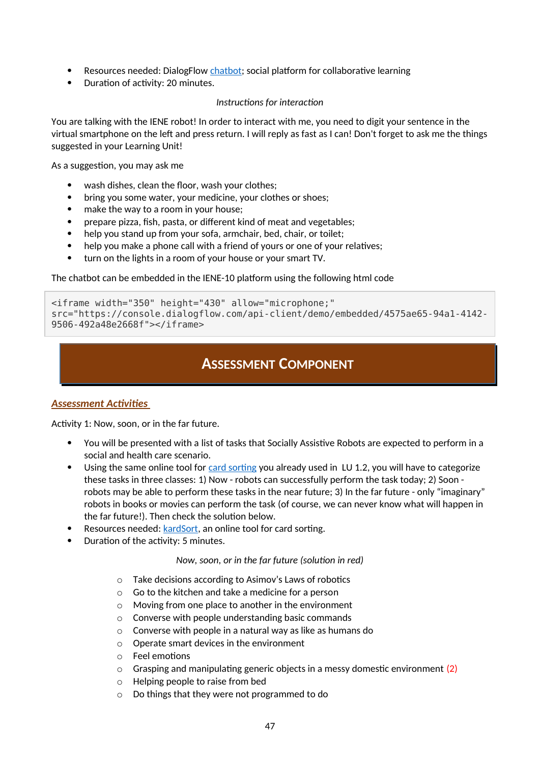- Resources needed: DialogFlow chatbot; social platform for collaborative learning
- Duration of activity: 20 minutes.

*Instructions for interaction*

You are talking with the IENE robot! In order to interact with me, you need to digit your sentence in the virtual smartphone on the left and press return. I will reply as fast as I can! Don't forget to ask me the things suggested in your Learning Unit!

As a suggestion, you may ask me

- wash dishes, clean the floor, wash your clothes;
- bring you some water, your medicine, your clothes or shoes;
- make the way to a room in your house;
- prepare pizza, fish, pasta, or different kind of meat and vegetables;
- help you stand up from your sofa, armchair, bed, chair, or toilet;
- help you make a phone call with a friend of yours or one of your relatives;
- turn on the lights in a room of your house or your smart TV.

The chatbot can be embedded in the IENE-10 platform using the following html code

```
<iframe width="350" height="430" allow="microphone;"
src="https://console.dialogflow.com/api-client/demo/embedded/4575ae65-94a1-4142-
9506-492a48e2668f"></iframe>
```

# Assessment Component

## *Assessment Activities*

Activity 1: Now, soon, or in the far future.

- You will be presented with a list of tasks that Socially Assistive Robots are expected to perform in a social and health care scenario.
- Using the same online tool for card sorting you already used in LU 1.2, you will have to categorize these tasks in three classes: 1) Now - robots can successfully perform the task today; 2) Soon - robots may be able to perform these tasks in the near future; 3) In the far future - only "imaginary" robots in books or movies can perform the task (of course, we can never know what will happen in the far future!). Then check the solution below.
- Resources needed: kardSort, an online tool for card sorting.
- Duration of the activity: 5 minutes.

*Now, soon, or in the far future (solution in red)*

- Take decisions according to Asimov's Laws of robotics
- Go to the kitchen and take a medicine for a person
- Moving from one place to another in the environment
- Converse with people understanding basic commands
- Converse with people in a natural way as like as humans do
- Operate smart devices in the environment
- Feel emotions
- Grasping and manipulating generic objects in a messy domestic environment (2)
- Helping people to raise from bed
- Do things that they were not programmed to do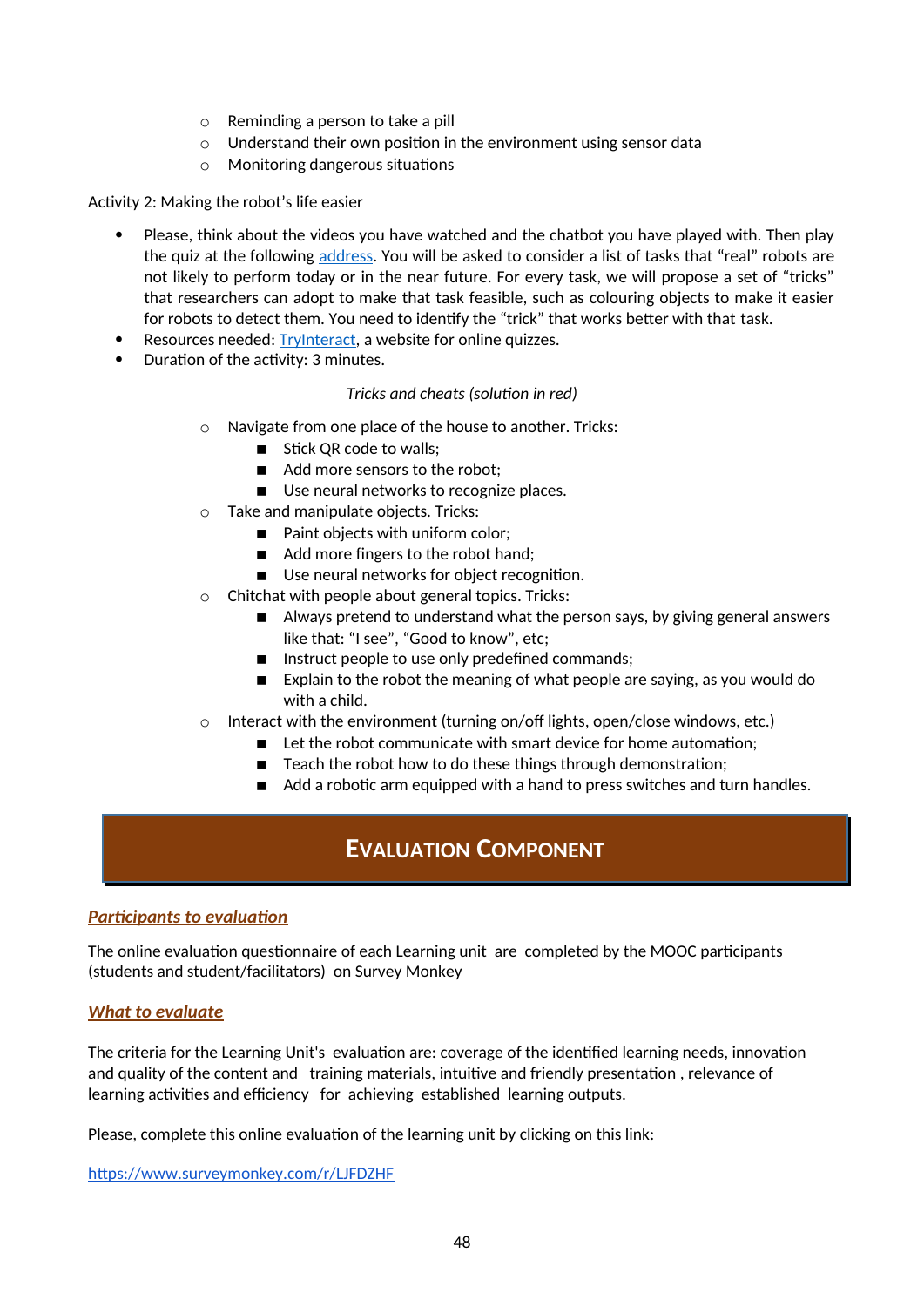- Reminding a person to take a pill
- Understand their own position in the environment using sensor data
- Monitoring dangerous situations

Activity 2: Making the robot's life easier

- Please, think about the videos you have watched and the chatbot you have played with. Then play the quiz at the following address. You will be asked to consider a list of tasks that "real" robots are not likely to perform today or in the near future. For every task, we will propose a set of "tricks" that researchers can adopt to make that task feasible, such as colouring objects to make it easier for robots to detect them. You need to identify the "trick" that works better with that task.
- Resources needed: TryInteract, a website for online quizzes.
- Duration of the activity: 3 minutes.

*Tricks and cheats (solution in red)*

- Navigate from one place of the house to another. Tricks:
  - Stick QR code to walls;
  - Add more sensors to the robot;
  - Use neural networks to recognize places.
- Take and manipulate objects. Tricks:
  - Paint objects with uniform color;
  - Add more fingers to the robot hand;
  - Use neural networks for object recognition.
- Chitchat with people about general topics. Tricks:
  - Always pretend to understand what the person says, by giving general answers like that: "I see", "Good to know", etc;
  - Instruct people to use only predefined commands;
  - Explain to the robot the meaning of what people are saying, as you would do with a child.
- Interact with the environment (turning on/off lights, open/close windows, etc.)
  - Let the robot communicate with smart device for home automation;
  - Teach the robot how to do these things through demonstration;
  - Add a robotic arm equipped with a hand to press switches and turn handles.

# EVALUATION COMPONENT

## ***Participants to evaluation***

The online evaluation questionnaire of each Learning unit are completed by the MOOC participants (students and student/facilitators) on Survey Monkey

## ***What to evaluate***

The criteria for the Learning Unit's evaluation are: coverage of the identified learning needs, innovation and quality of the content and training materials, intuitive and friendly presentation , relevance of learning activities and efficiency for achieving established learning outputs.

Please, complete this online evaluation of the learning unit by clicking on this link:

https://www.surveymonkey.com/r/LJFDZHF